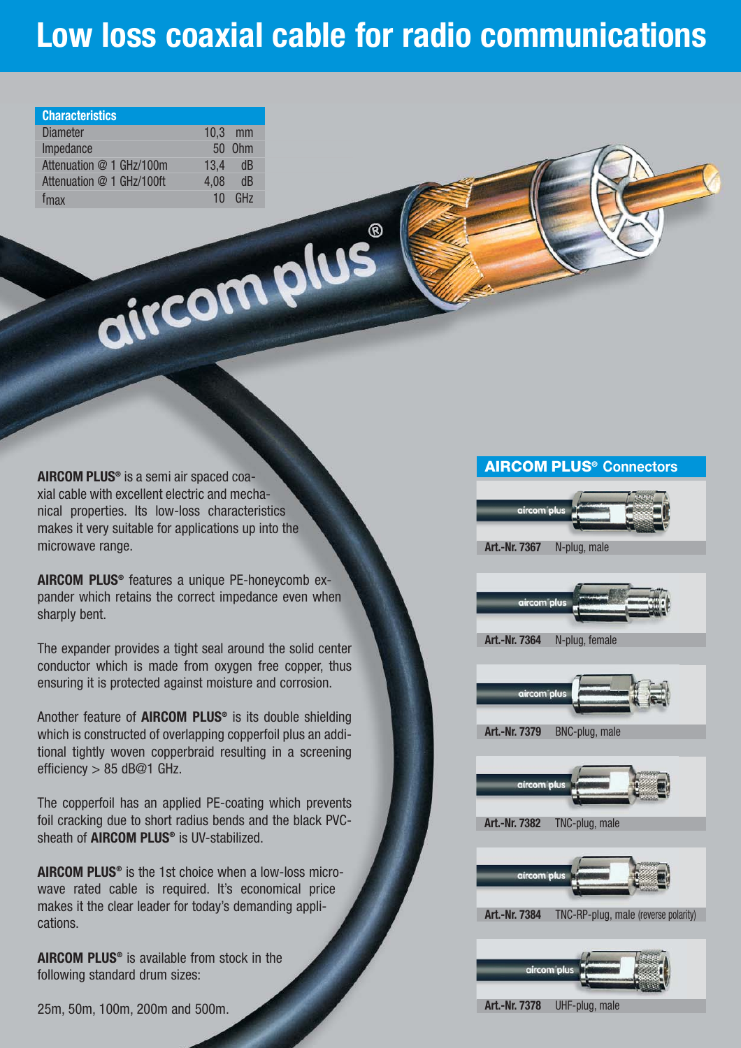# Low loss coaxial cable for radio communications

| Characteristics | |
|---|---|
| Diameter | 10,3 mm |
| Impedance | 50 Ohm |
| Attenuation @ 1 GHz/100m | 13,4 dB |
| Attenuation @ 1 GHz/100ft | 4,08 dB |
| $f_{max}$ | 10 GHz |

**AIRCOM PLUS®** is a semi air spaced coaxial cable with excellent electric and mechanical properties. Its low-loss characteristics makes it very suitable for applications up into the microwave range.

**AIRCOM PLUS®** features a unique PE-honeycomb expander which retains the correct impedance even when sharply bent.

The expander provides a tight seal around the solid center conductor which is made from oxygen free copper, thus ensuring it is protected against moisture and corrosion.

Another feature of **AIRCOM PLUS®** is its double shielding which is constructed of overlapping copperfoil plus an additional tightly woven copperbraid resulting in a screening efficiency > 85 dB@1 GHz.

The copperfoil has an applied PE-coating which prevents foil cracking due to short radius bends and the black PVC-sheath of **AIRCOM PLUS®** is UV-stabilized.

**AIRCOM PLUS®** is the 1st choice when a low-loss microwave rated cable is required. It's economical price makes it the clear leader for today's demanding applications.

**AIRCOM PLUS®** is available from stock in the following standard drum sizes:

25m, 50m, 100m, 200m and 500m.

## AIRCOM PLUS® Connectors

**Art.-Nr. 7367** N-plug, male

**Art.-Nr. 7364** N-plug, female

**Art.-Nr. 7379** BNC-plug, male

**Art.-Nr. 7382** TNC-plug, male

**Art.-Nr. 7384** TNC-RP-plug, male (reverse polarity)

**Art.-Nr. 7378** UHF-plug, male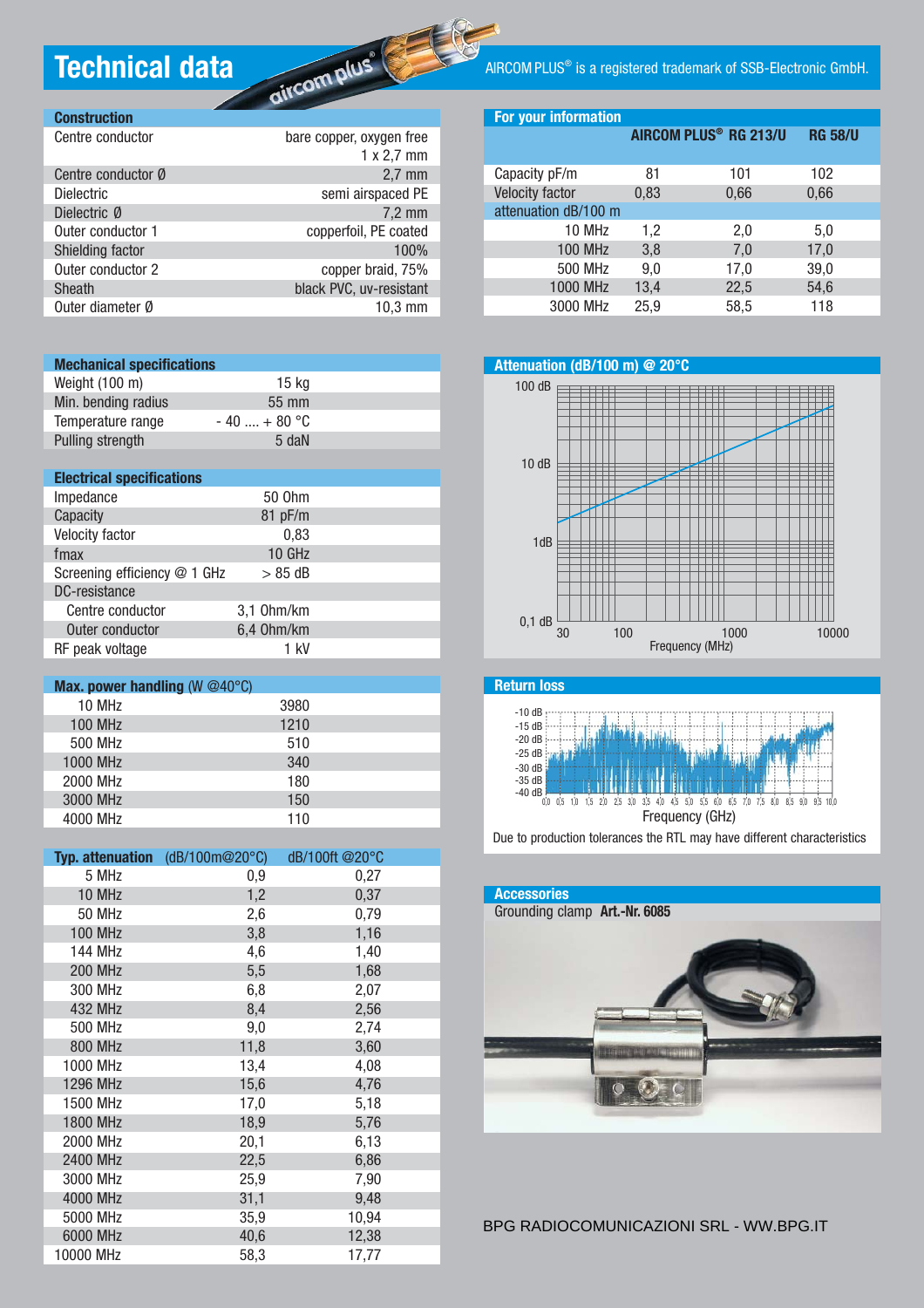# Technical data

AIRCOM PLUS® is a registered trademark of SSB-Electronic GmbH.

## Construction

| | |
|---|---|
| Centre conductor | bare copper, oxygen free 1 x 2,7 mm |
| Centre conductor Ø | 2,7 mm |
| Dielectric | semi airspaced PE |
| Dielectric Ø | 7,2 mm |
| Outer conductor 1 | copperfoil, PE coated |
| Shielding factor | 100% |
| Outer conductor 2 | copper braid, 75% |
| Sheath | black PVC, uv-resistant |
| Outer diameter Ø | 10,3 mm |

## For your information

| | AIRCOM PLUS® | RG 213/U | RG 58/U |
|---|---|---|---|
| Capacity pF/m | 81 | 101 | 102 |
| Velocity factor | 0,83 | 0,66 | 0,66 |
| attenuation dB/100 m | | | |
| 10 MHz | 1,2 | 2,0 | 5,0 |
| 100 MHz | 3,8 | 7,0 | 17,0 |
| 500 MHz | 9,0 | 17,0 | 39,0 |
| 1000 MHz | 13,4 | 22,5 | 54,6 |
| 3000 MHz | 25,9 | 58,5 | 118 |

## Mechanical specifications

| | |
|---|---|
| Weight (100 m) | 15 kg |
| Min. bending radius | 55 mm |
| Temperature range | - 40 .... + 80 °C |
| Pulling strength | 5 daN |

## Attenuation (dB/100 m) @ 20°C

100 dB
10 dB
1dB
0,1 dB
30
100
1000
10000
Frequency (MHz)

## Electrical specifications

| | |
|---|---|
| Impedance | 50 Ohm |
| Capacity | 81 pF/m |
| Velocity factor | 0,83 |
| fmax | 10 GHz |
| Screening efficiency @ 1 GHz | > 85 dB |
| DC-resistance | |
| Centre conductor | 3,1 Ohm/km |
| Outer conductor | 6,4 Ohm/km |
| RF peak voltage | 1 kV |

## Return loss

-10 dB
-15 dB
-20 dB
-25 dB
-30 dB
-35 dB
-40 dB
0,0 0,5 1,0 1,5 2,0 2,5 3,0 3,5 4,0 4,5 5,0 5,5 6,0 6,5 7,0 7,5 8,0 8,5 9,0 9,5 10,0
Frequency (GHz)

Due to production tolerances the RTL may have different characteristics

## Max. power handling (W @40°C)

| | |
|---|---|
| 10 MHz | 3980 |
| 100 MHz | 1210 |
| 500 MHz | 510 |
| 1000 MHz | 340 |
| 2000 MHz | 180 |
| 3000 MHz | 150 |
| 4000 MHz | 110 |

## Typ. attenuation

| Typ. attenuation | (dB/100m@20°C) | dB/100ft @20°C |
|---|---|---|
| 5 MHz | 0,9 | 0,27 |
| 10 MHz | 1,2 | 0,37 |
| 50 MHz | 2,6 | 0,79 |
| 100 MHz | 3,8 | 1,16 |
| 144 MHz | 4,6 | 1,40 |
| 200 MHz | 5,5 | 1,68 |
| 300 MHz | 6,8 | 2,07 |
| 432 MHz | 8,4 | 2,56 |
| 500 MHz | 9,0 | 2,74 |
| 800 MHz | 11,8 | 3,60 |
| 1000 MHz | 13,4 | 4,08 |
| 1296 MHz | 15,6 | 4,76 |
| 1500 MHz | 17,0 | 5,18 |
| 1800 MHz | 18,9 | 5,76 |
| 2000 MHz | 20,1 | 6,13 |
| 2400 MHz | 22,5 | 6,86 |
| 3000 MHz | 25,9 | 7,90 |
| 4000 MHz | 31,1 | 9,48 |
| 5000 MHz | 35,9 | 10,94 |
| 6000 MHz | 40,6 | 12,38 |
| 10000 MHz | 58,3 | 17,77 |

## Accessories

Grounding clamp **Art.-Nr. 6085**

BPG RADIOCOMUNICAZIONI SRL - WW.BPG.IT